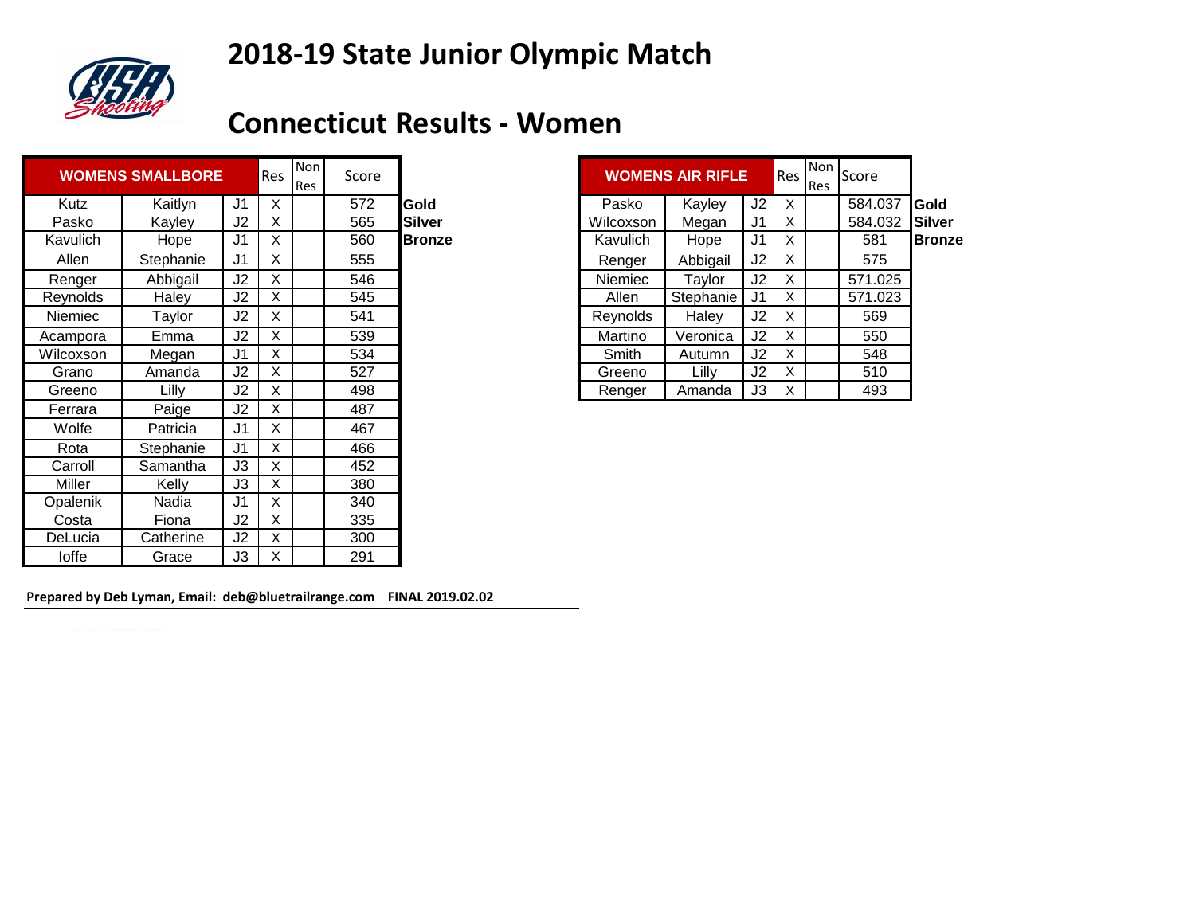# 2018-19 State Junior Olympic Match

## Connecticut Results - Women

| WOMENS SMALLBORE | | | Res | Non Res | Score | |
|---|---|---|---|---|---|---|
| Kutz | Kaitlyn | J1 | X | | 572 | **Gold** |
| Pasko | Kayley | J2 | X | | 565 | **Silver** |
| Kavulich | Hope | J1 | X | | 560 | **Bronze** |
| Allen | Stephanie | J1 | X | | 555 | |
| Renger | Abbigail | J2 | X | | 546 | |
| Reynolds | Haley | J2 | X | | 545 | |
| Niemiec | Taylor | J2 | X | | 541 | |
| Acampora | Emma | J2 | X | | 539 | |
| Wilcoxson | Megan | J1 | X | | 534 | |
| Grano | Amanda | J2 | X | | 527 | |
| Greeno | Lilly | J2 | X | | 498 | |
| Ferrara | Paige | J2 | X | | 487 | |
| Wolfe | Patricia | J1 | X | | 467 | |
| Rota | Stephanie | J1 | X | | 466 | |
| Carroll | Samantha | J3 | X | | 452 | |
| Miller | Kelly | J3 | X | | 380 | |
| Opalenik | Nadia | J1 | X | | 340 | |
| Costa | Fiona | J2 | X | | 335 | |
| DeLucia | Catherine | J2 | X | | 300 | |
| Ioffe | Grace | J3 | X | | 291 | |

| WOMENS AIR RIFLE | | | Res | Non Res | Score | |
|---|---|---|---|---|---|---|
| Pasko | Kayley | J2 | X | | 584.037 | **Gold** |
| Wilcoxson | Megan | J1 | X | | 584.032 | **Silver** |
| Kavulich | Hope | J1 | X | | 581 | **Bronze** |
| Renger | Abbigail | J2 | X | | 575 | |
| Niemiec | Taylor | J2 | X | | 571.025 | |
| Allen | Stephanie | J1 | X | | 571.023 | |
| Reynolds | Haley | J2 | X | | 569 | |
| Martino | Veronica | J2 | X | | 550 | |
| Smith | Autumn | J2 | X | | 548 | |
| Greeno | Lilly | J2 | X | | 510 | |
| Renger | Amanda | J3 | X | | 493 | |

**Prepared by Deb Lyman, Email: deb@bluetrailrange.com FINAL 2019.02.02**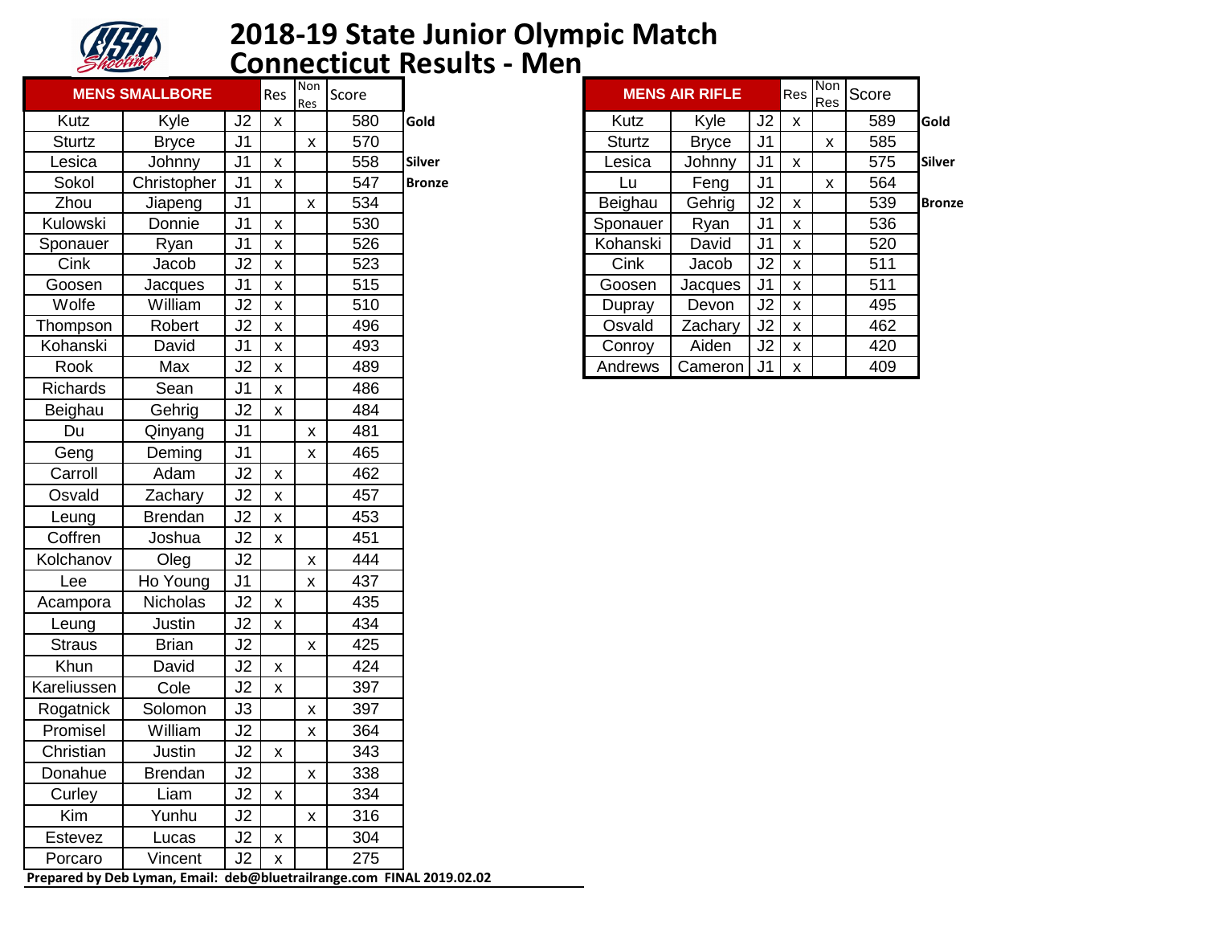# 2018-19 State Junior Olympic Match
# Connecticut Results - Men

| MENS SMALLBORE | | | Res | Non Res | Score | |
|---|---|---|---|---|---|---|
| Kutz | Kyle | J2 | x | | 580 | **Gold** |
| Sturtz | Bryce | J1 | | x | 570 | |
| Lesica | Johnny | J1 | x | | 558 | **Silver** |
| Sokol | Christopher | J1 | x | | 547 | **Bronze** |
| Zhou | Jiapeng | J1 | | x | 534 | |
| Kulowski | Donnie | J1 | x | | 530 | |
| Sponauer | Ryan | J1 | x | | 526 | |
| Cink | Jacob | J2 | x | | 523 | |
| Goosen | Jacques | J1 | x | | 515 | |
| Wolfe | William | J2 | x | | 510 | |
| Thompson | Robert | J2 | x | | 496 | |
| Kohanski | David | J1 | x | | 493 | |
| Rook | Max | J2 | x | | 489 | |
| Richards | Sean | J1 | x | | 486 | |
| Beighau | Gehrig | J2 | x | | 484 | |
| Du | Qinyang | J1 | | x | 481 | |
| Geng | Deming | J1 | | x | 465 | |
| Carroll | Adam | J2 | x | | 462 | |
| Osvald | Zachary | J2 | x | | 457 | |
| Leung | Brendan | J2 | x | | 453 | |
| Coffren | Joshua | J2 | x | | 451 | |
| Kolchanov | Oleg | J2 | | x | 444 | |
| Lee | Ho Young | J1 | | x | 437 | |
| Acampora | Nicholas | J2 | x | | 435 | |
| Leung | Justin | J2 | x | | 434 | |
| Straus | Brian | J2 | | x | 425 | |
| Khun | David | J2 | x | | 424 | |
| Kareliussen | Cole | J2 | x | | 397 | |
| Rogatnick | Solomon | J3 | | x | 397 | |
| Promisel | William | J2 | | x | 364 | |
| Christian | Justin | J2 | x | | 343 | |
| Donahue | Brendan | J2 | | x | 338 | |
| Curley | Liam | J2 | x | | 334 | |
| Kim | Yunhu | J2 | | x | 316 | |
| Estevez | Lucas | J2 | x | | 304 | |
| Porcaro | Vincent | J2 | x | | 275 | |

| MENS AIR RIFLE | | | Res | Non Res | Score | |
|---|---|---|---|---|---|---|
| Kutz | Kyle | J2 | x | | 589 | **Gold** |
| Sturtz | Bryce | J1 | | x | 585 | |
| Lesica | Johnny | J1 | x | | 575 | **Silver** |
| Lu | Feng | J1 | | x | 564 | |
| Beighau | Gehrig | J2 | x | | 539 | **Bronze** |
| Sponauer | Ryan | J1 | x | | 536 | |
| Kohanski | David | J1 | x | | 520 | |
| Cink | Jacob | J2 | x | | 511 | |
| Goosen | Jacques | J1 | x | | 511 | |
| Dupray | Devon | J2 | x | | 495 | |
| Osvald | Zachary | J2 | x | | 462 | |
| Conroy | Aiden | J2 | x | | 420 | |
| Andrews | Cameron | J1 | x | | 409 | |

**Prepared by Deb Lyman, Email: deb@bluetrailrange.com FINAL 2019.02.02**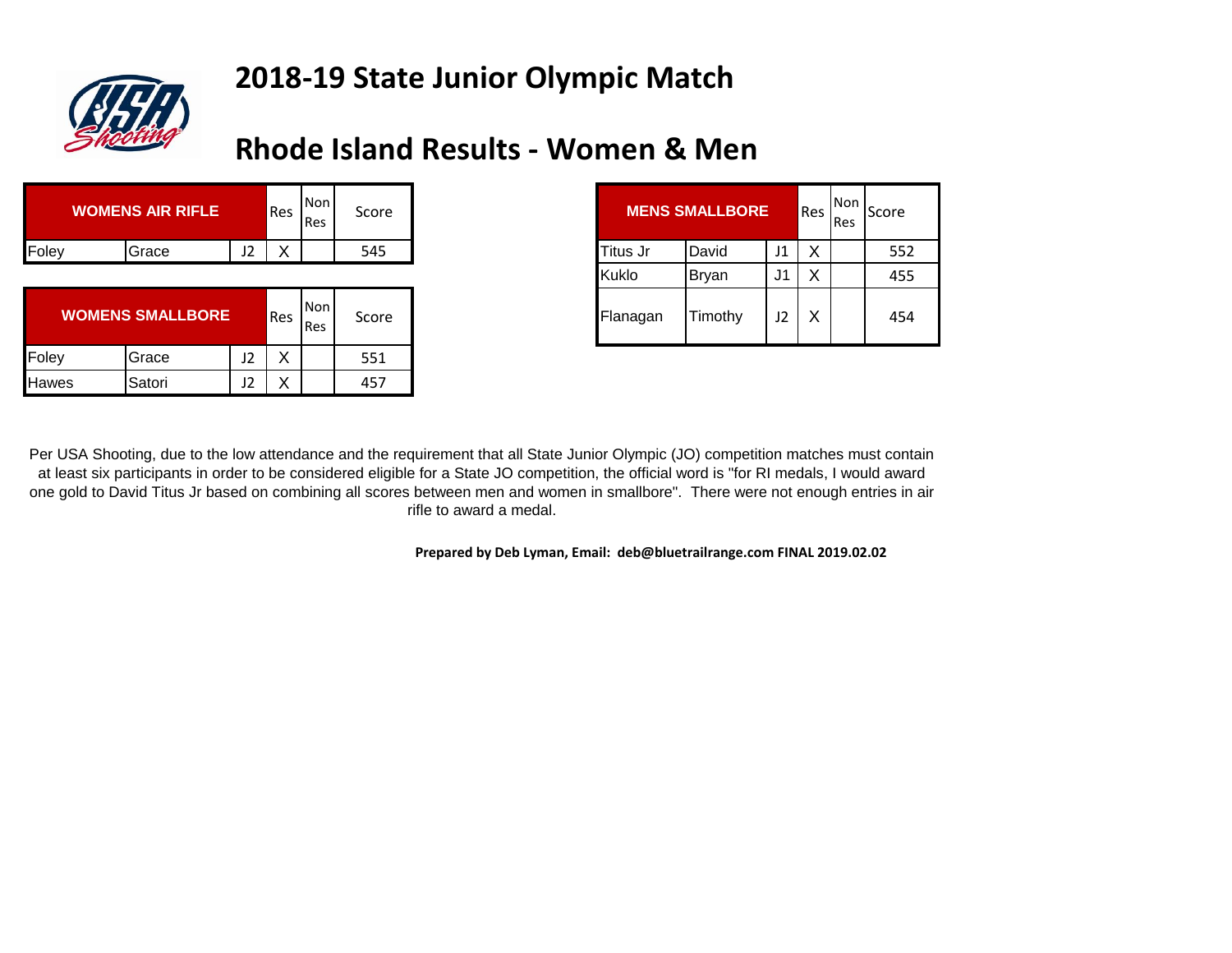# 2018-19 State Junior Olympic Match

## Rhode Island Results - Women & Men

| WOMENS AIR RIFLE | | | Res | Non Res | Score |
|---|---|---|---|---|---|
| Foley | Grace | J2 | X | | 545 |

| WOMENS SMALLBORE | | | Res | Non Res | Score |
|---|---|---|---|---|---|
| Foley | Grace | J2 | X | | 551 |
| Hawes | Satori | J2 | X | | 457 |

| MENS SMALLBORE | | | Res | Non Res | Score |
|---|---|---|---|---|---|
| Titus Jr | David | J1 | X | | 552 |
| Kuklo | Bryan | J1 | X | | 455 |
| Flanagan | Timothy | J2 | X | | 454 |

Per USA Shooting, due to the low attendance and the requirement that all State Junior Olympic (JO) competition matches must contain at least six participants in order to be considered eligible for a State JO competition, the official word is "for RI medals, I would award one gold to David Titus Jr based on combining all scores between men and women in smallbore". There were not enough entries in air rifle to award a medal.

**Prepared by Deb Lyman, Email: deb@bluetrailrange.com FINAL 2019.02.02**